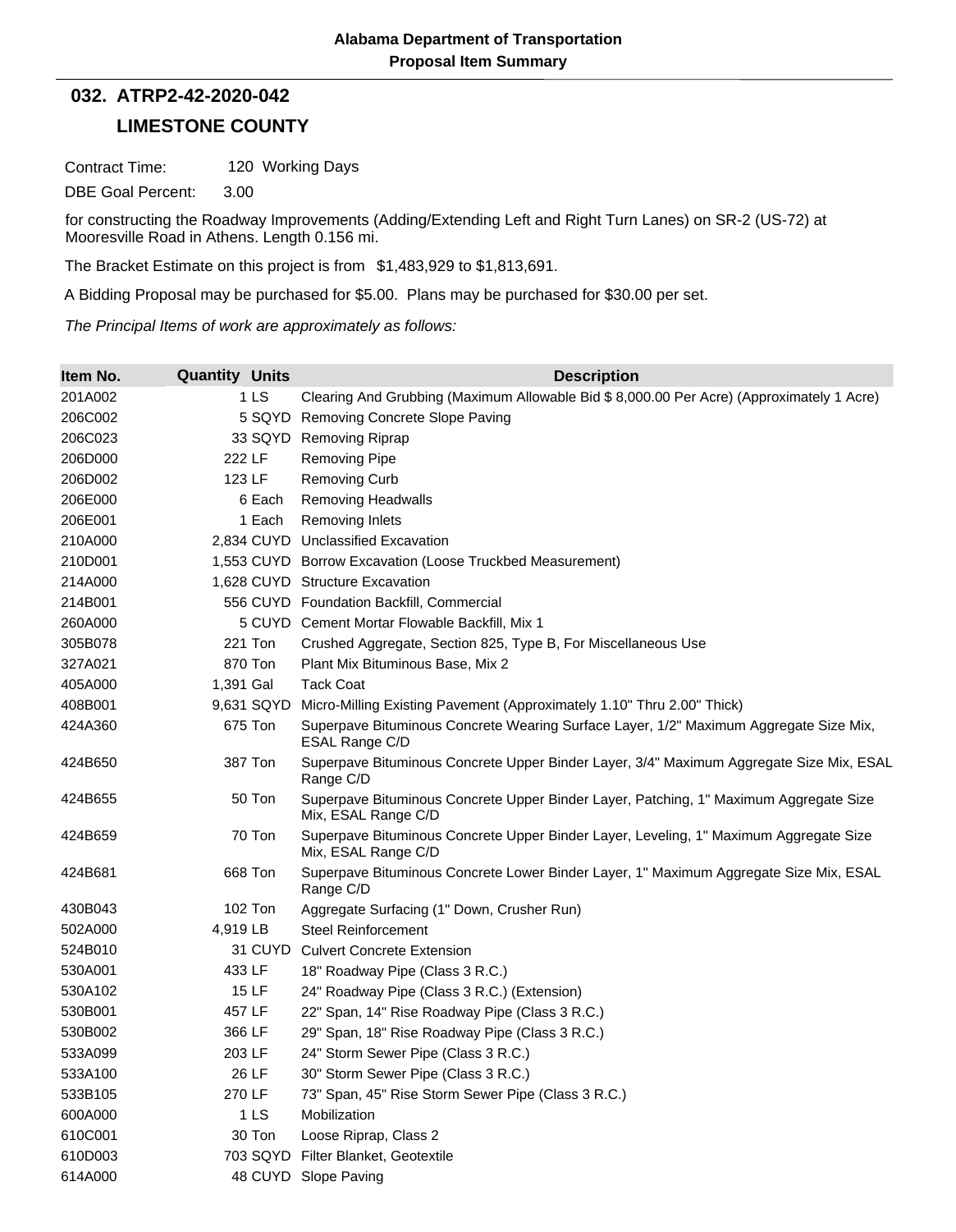**Alabama Department of Transportation**
**Proposal Item Summary**

## 032. ATRP2-42-2020-042

## LIMESTONE COUNTY

Contract Time: 120 Working Days

DBE Goal Percent: 3.00

for constructing the Roadway Improvements (Adding/Extending Left and Right Turn Lanes) on SR-2 (US-72) at Mooresville Road in Athens. Length 0.156 mi.

The Bracket Estimate on this project is from $1,483,929 to $1,813,691.

A Bidding Proposal may be purchased for $5.00. Plans may be purchased for $30.00 per set.

*The Principal Items of work are approximately as follows:*

| Item No. | Quantity | Units | Description |
|---|---|---|---|
| 201A002 | 1 | LS | Clearing And Grubbing (Maximum Allowable Bid $ 8,000.00 Per Acre) (Approximately 1 Acre) |
| 206C002 | 5 | SQYD | Removing Concrete Slope Paving |
| 206C023 | 33 | SQYD | Removing Riprap |
| 206D000 | 222 | LF | Removing Pipe |
| 206D002 | 123 | LF | Removing Curb |
| 206E000 | 6 | Each | Removing Headwalls |
| 206E001 | 1 | Each | Removing Inlets |
| 210A000 | 2,834 | CUYD | Unclassified Excavation |
| 210D001 | 1,553 | CUYD | Borrow Excavation (Loose Truckbed Measurement) |
| 214A000 | 1,628 | CUYD | Structure Excavation |
| 214B001 | 556 | CUYD | Foundation Backfill, Commercial |
| 260A000 | 5 | CUYD | Cement Mortar Flowable Backfill, Mix 1 |
| 305B078 | 221 | Ton | Crushed Aggregate, Section 825, Type B, For Miscellaneous Use |
| 327A021 | 870 | Ton | Plant Mix Bituminous Base, Mix 2 |
| 405A000 | 1,391 | Gal | Tack Coat |
| 408B001 | 9,631 | SQYD | Micro-Milling Existing Pavement (Approximately 1.10" Thru 2.00" Thick) |
| 424A360 | 675 | Ton | Superpave Bituminous Concrete Wearing Surface Layer, 1/2" Maximum Aggregate Size Mix, ESAL Range C/D |
| 424B650 | 387 | Ton | Superpave Bituminous Concrete Upper Binder Layer, 3/4" Maximum Aggregate Size Mix, ESAL Range C/D |
| 424B655 | 50 | Ton | Superpave Bituminous Concrete Upper Binder Layer, Patching, 1" Maximum Aggregate Size Mix, ESAL Range C/D |
| 424B659 | 70 | Ton | Superpave Bituminous Concrete Upper Binder Layer, Leveling, 1" Maximum Aggregate Size Mix, ESAL Range C/D |
| 424B681 | 668 | Ton | Superpave Bituminous Concrete Lower Binder Layer, 1" Maximum Aggregate Size Mix, ESAL Range C/D |
| 430B043 | 102 | Ton | Aggregate Surfacing (1" Down, Crusher Run) |
| 502A000 | 4,919 | LB | Steel Reinforcement |
| 524B010 | 31 | CUYD | Culvert Concrete Extension |
| 530A001 | 433 | LF | 18" Roadway Pipe (Class 3 R.C.) |
| 530A102 | 15 | LF | 24" Roadway Pipe (Class 3 R.C.) (Extension) |
| 530B001 | 457 | LF | 22" Span, 14" Rise Roadway Pipe (Class 3 R.C.) |
| 530B002 | 366 | LF | 29" Span, 18" Rise Roadway Pipe (Class 3 R.C.) |
| 533A099 | 203 | LF | 24" Storm Sewer Pipe (Class 3 R.C.) |
| 533A100 | 26 | LF | 30" Storm Sewer Pipe (Class 3 R.C.) |
| 533B105 | 270 | LF | 73" Span, 45" Rise Storm Sewer Pipe (Class 3 R.C.) |
| 600A000 | 1 | LS | Mobilization |
| 610C001 | 30 | Ton | Loose Riprap, Class 2 |
| 610D003 | 703 | SQYD | Filter Blanket, Geotextile |
| 614A000 | 48 | CUYD | Slope Paving |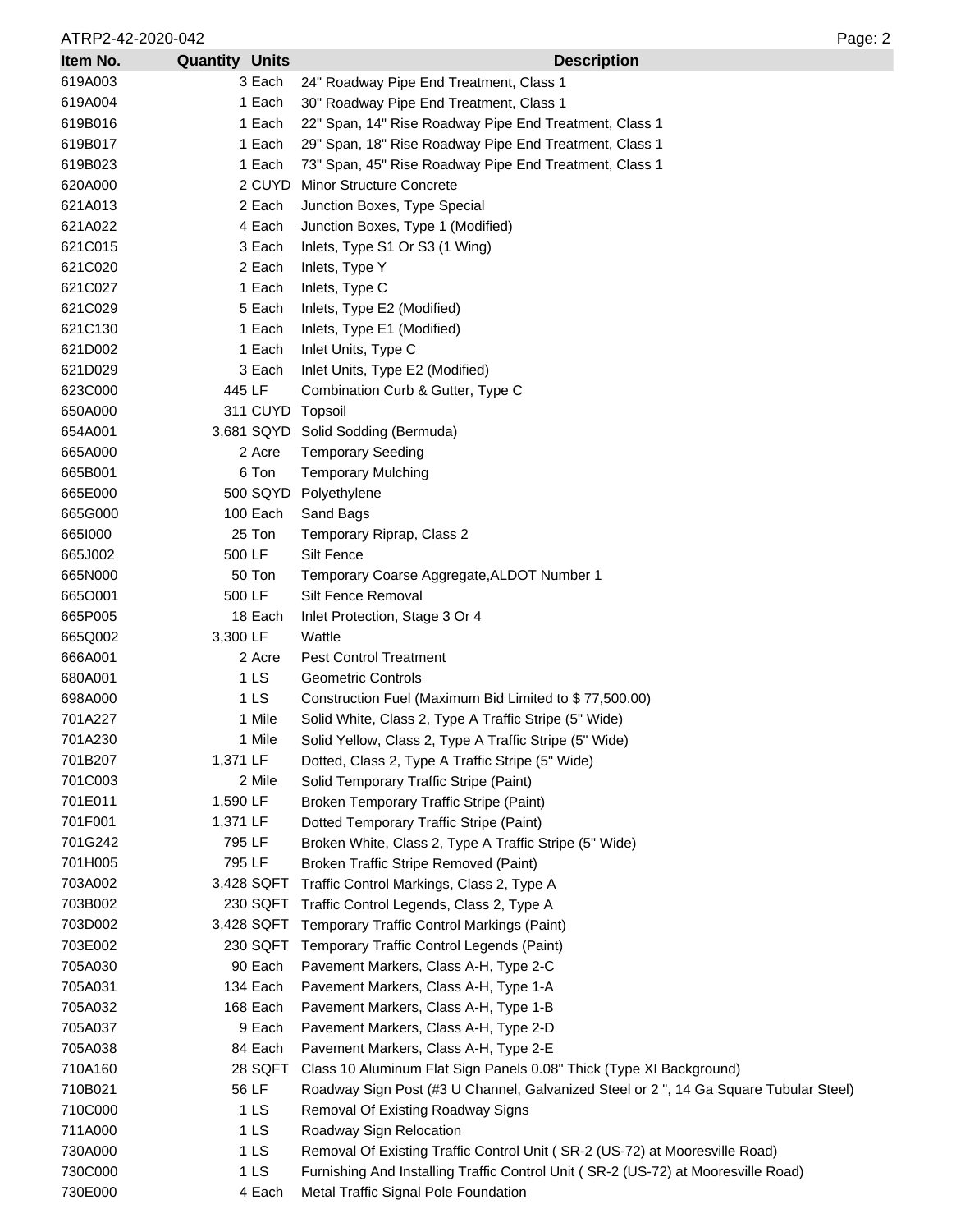| Item No. | Quantity | Units | Description |
|---|---|---|---|
| 619A003 | 3 | Each | 24" Roadway Pipe End Treatment, Class 1 |
| 619A004 | 1 | Each | 30" Roadway Pipe End Treatment, Class 1 |
| 619B016 | 1 | Each | 22" Span, 14" Rise Roadway Pipe End Treatment, Class 1 |
| 619B017 | 1 | Each | 29" Span, 18" Rise Roadway Pipe End Treatment, Class 1 |
| 619B023 | 1 | Each | 73" Span, 45" Rise Roadway Pipe End Treatment, Class 1 |
| 620A000 | 2 | CUYD | Minor Structure Concrete |
| 621A013 | 2 | Each | Junction Boxes, Type Special |
| 621A022 | 4 | Each | Junction Boxes, Type 1 (Modified) |
| 621C015 | 3 | Each | Inlets, Type S1 Or S3 (1 Wing) |
| 621C020 | 2 | Each | Inlets, Type Y |
| 621C027 | 1 | Each | Inlets, Type C |
| 621C029 | 5 | Each | Inlets, Type E2 (Modified) |
| 621C130 | 1 | Each | Inlets, Type E1 (Modified) |
| 621D002 | 1 | Each | Inlet Units, Type C |
| 621D029 | 3 | Each | Inlet Units, Type E2 (Modified) |
| 623C000 | 445 | LF | Combination Curb & Gutter, Type C |
| 650A000 | 311 | CUYD | Topsoil |
| 654A001 | 3,681 | SQYD | Solid Sodding (Bermuda) |
| 665A000 | 2 | Acre | Temporary Seeding |
| 665B001 | 6 | Ton | Temporary Mulching |
| 665E000 | 500 | SQYD | Polyethylene |
| 665G000 | 100 | Each | Sand Bags |
| 665I000 | 25 | Ton | Temporary Riprap, Class 2 |
| 665J002 | 500 | LF | Silt Fence |
| 665N000 | 50 | Ton | Temporary Coarse Aggregate,ALDOT Number 1 |
| 665O001 | 500 | LF | Silt Fence Removal |
| 665P005 | 18 | Each | Inlet Protection, Stage 3 Or 4 |
| 665Q002 | 3,300 | LF | Wattle |
| 666A001 | 2 | Acre | Pest Control Treatment |
| 680A001 | 1 | LS | Geometric Controls |
| 698A000 | 1 | LS | Construction Fuel (Maximum Bid Limited to $ 77,500.00) |
| 701A227 | 1 | Mile | Solid White, Class 2, Type A Traffic Stripe (5" Wide) |
| 701A230 | 1 | Mile | Solid Yellow, Class 2, Type A Traffic Stripe (5" Wide) |
| 701B207 | 1,371 | LF | Dotted, Class 2, Type A Traffic Stripe (5" Wide) |
| 701C003 | 2 | Mile | Solid Temporary Traffic Stripe (Paint) |
| 701E011 | 1,590 | LF | Broken Temporary Traffic Stripe (Paint) |
| 701F001 | 1,371 | LF | Dotted Temporary Traffic Stripe (Paint) |
| 701G242 | 795 | LF | Broken White, Class 2, Type A Traffic Stripe (5" Wide) |
| 701H005 | 795 | LF | Broken Traffic Stripe Removed (Paint) |
| 703A002 | 3,428 | SQFT | Traffic Control Markings, Class 2, Type A |
| 703B002 | 230 | SQFT | Traffic Control Legends, Class 2, Type A |
| 703D002 | 3,428 | SQFT | Temporary Traffic Control Markings (Paint) |
| 703E002 | 230 | SQFT | Temporary Traffic Control Legends (Paint) |
| 705A030 | 90 | Each | Pavement Markers, Class A-H, Type 2-C |
| 705A031 | 134 | Each | Pavement Markers, Class A-H, Type 1-A |
| 705A032 | 168 | Each | Pavement Markers, Class A-H, Type 1-B |
| 705A037 | 9 | Each | Pavement Markers, Class A-H, Type 2-D |
| 705A038 | 84 | Each | Pavement Markers, Class A-H, Type 2-E |
| 710A160 | 28 | SQFT | Class 10 Aluminum Flat Sign Panels 0.08" Thick (Type XI Background) |
| 710B021 | 56 | LF | Roadway Sign Post (#3 U Channel, Galvanized Steel or 2 ", 14 Ga Square Tubular Steel) |
| 710C000 | 1 | LS | Removal Of Existing Roadway Signs |
| 711A000 | 1 | LS | Roadway Sign Relocation |
| 730A000 | 1 | LS | Removal Of Existing Traffic Control Unit ( SR-2 (US-72) at Mooresville Road) |
| 730C000 | 1 | LS | Furnishing And Installing Traffic Control Unit ( SR-2 (US-72) at Mooresville Road) |
| 730E000 | 4 | Each | Metal Traffic Signal Pole Foundation |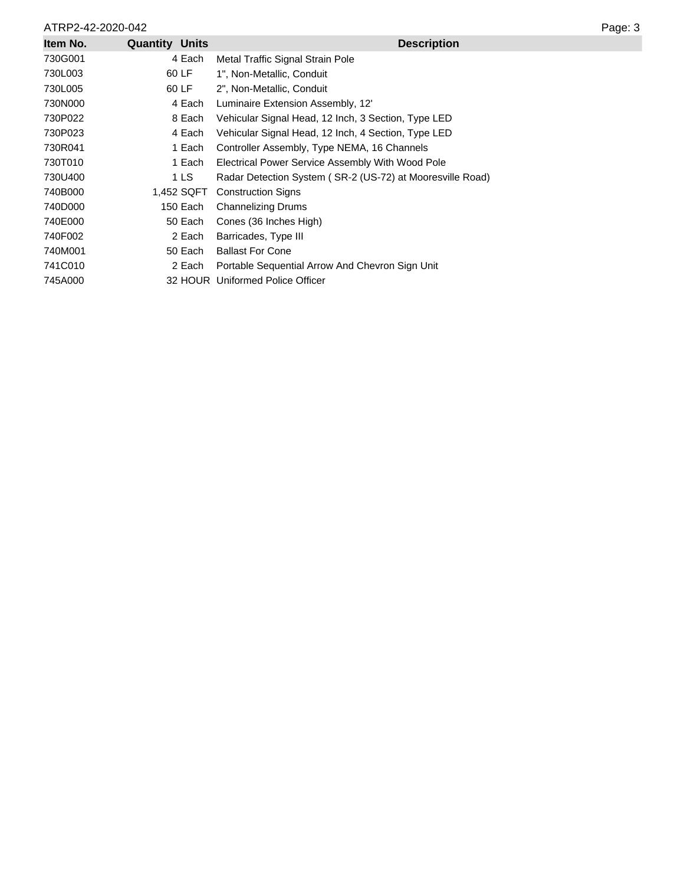| Item No. | Quantity | Units | Description |
|---|---|---|---|
| 730G001 | 4 | Each | Metal Traffic Signal Strain Pole |
| 730L003 | 60 | LF | 1", Non-Metallic, Conduit |
| 730L005 | 60 | LF | 2", Non-Metallic, Conduit |
| 730N000 | 4 | Each | Luminaire Extension Assembly, 12' |
| 730P022 | 8 | Each | Vehicular Signal Head, 12 Inch, 3 Section, Type LED |
| 730P023 | 4 | Each | Vehicular Signal Head, 12 Inch, 4 Section, Type LED |
| 730R041 | 1 | Each | Controller Assembly, Type NEMA, 16 Channels |
| 730T010 | 1 | Each | Electrical Power Service Assembly With Wood Pole |
| 730U400 | 1 | LS | Radar Detection System ( SR-2 (US-72) at Mooresville Road) |
| 740B000 | 1,452 | SQFT | Construction Signs |
| 740D000 | 150 | Each | Channelizing Drums |
| 740E000 | 50 | Each | Cones (36 Inches High) |
| 740F002 | 2 | Each | Barricades, Type III |
| 740M001 | 50 | Each | Ballast For Cone |
| 741C010 | 2 | Each | Portable Sequential Arrow And Chevron Sign Unit |
| 745A000 | 32 | HOUR | Uniformed Police Officer |